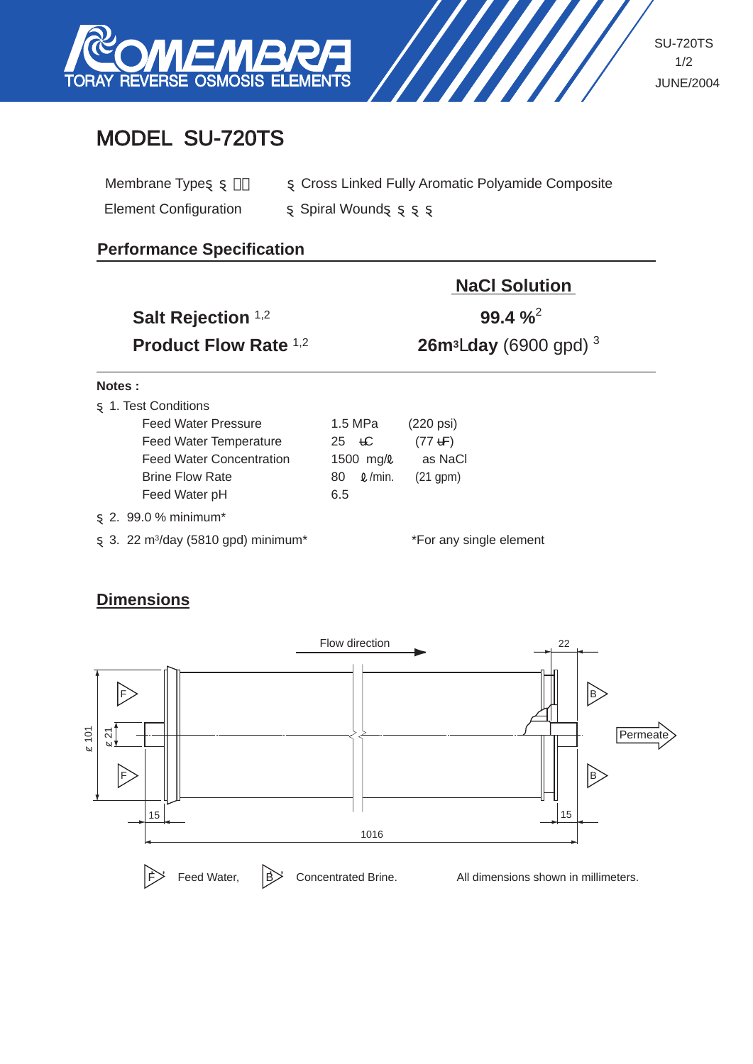ROMEMBRA
TORAY REVERSE OSMOSIS ELEMENTS

SU-720TS
JUNE/2004

# MODEL SU-720TS

Membrane Type: Cross Linked Fully Aromatic Polyamide Composite

Element Configuration: Spiral Wound

## Performance Specification

| | NaCl Solution |
|---|---|
| **Salt Rejection** [1,2] | **99.4 %**[2] |
| **Product Flow Rate** [1,2] | **26m³/day** (6900 gpd) [3] |

**Notes :**

1. Test Conditions

| | | |
|---|---|---|
| Feed Water Pressure | 1.5 MPa | (220 psi) |
| Feed Water Temperature | 25 ℃ | (77 ℉) |
| Feed Water Concentration | 1500 mg/ℓ | as NaCl |
| Brine Flow Rate | 80 ℓ/min. | (21 gpm) |
| Feed Water pH | 6.5 | |

2. 99.0 % minimum*
3. 22 m³/day (5810 gpd) minimum*

*For any single element

## Dimensions

Flow direction

Permeate

Ø 101, Ø 21, 15, 22, 15, 1016

F: Feed Water, B: Concentrated Brine.

All dimensions shown in millimeters.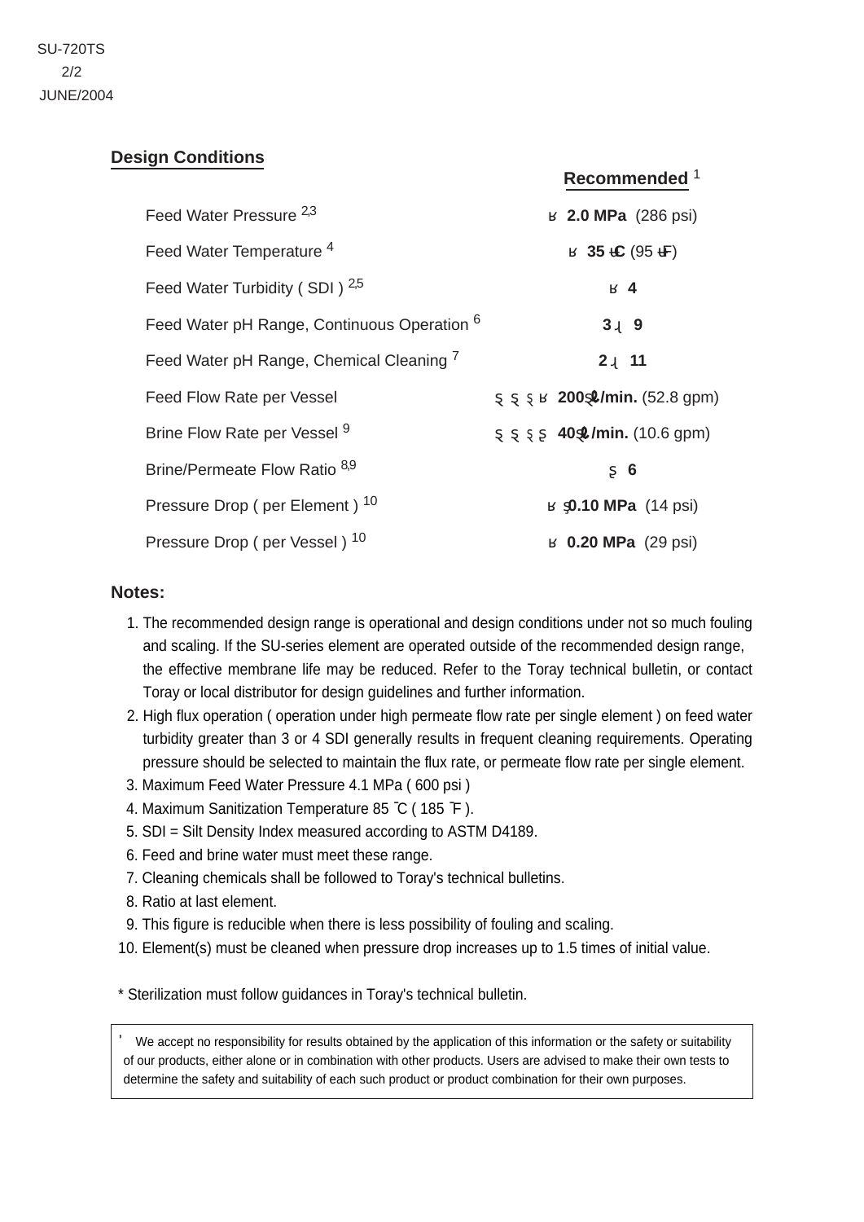## Design Conditions

| | Recommended [1] |
| --- | --- |
| Feed Water Pressure [2,3] | ≤ **2.0 MPa** (286 psi) |
| Feed Water Temperature [4] | ≤ **35 ℃** (95 ℉) |
| Feed Water Turbidity ( SDI ) [2,5] | ≤ **4** |
| Feed Water pH Range, Continuous Operation [6] | **3 ~ 9** |
| Feed Water pH Range, Chemical Cleaning [7] | **2 ~ 11** |
| Feed Flow Rate per Vessel | ≤ **200 ℓ/min.** (52.8 gpm) |
| Brine Flow Rate per Vessel [9] | ≥ **40 ℓ/min.** (10.6 gpm) |
| Brine/Permeate Flow Ratio [8,9] | ≥ **6** |
| Pressure Drop ( per Element ) [10] | ≤ **0.10 MPa** (14 psi) |
| Pressure Drop ( per Vessel ) [10] | ≤ **0.20 MPa** (29 psi) |

**Notes:**

1. The recommended design range is operational and design conditions under not so much fouling and scaling. If the SU-series element are operated outside of the recommended design range, the effective membrane life may be reduced. Refer to the Toray technical bulletin, or contact Toray or local distributor for design guidelines and further information.
2. High flux operation ( operation under high permeate flow rate per single element ) on feed water turbidity greater than 3 or 4 SDI generally results in frequent cleaning requirements. Operating pressure should be selected to maintain the flux rate, or permeate flow rate per single element.
3. Maximum Feed Water Pressure 4.1 MPa ( 600 psi )
4. Maximum Sanitization Temperature 85 ℃ ( 185 ℉ ).
5. SDI = Silt Density Index measured according to ASTM D4189.
6. Feed and brine water must meet these range.
7. Cleaning chemicals shall be followed to Toray's technical bulletins.
8. Ratio at last element.
9. This figure is reducible when there is less possibility of fouling and scaling.
10. Element(s) must be cleaned when pressure drop increases up to 1.5 times of initial value.

\* Sterilization must follow guidances in Toray's technical bulletin.

> We accept no responsibility for results obtained by the application of this information or the safety or suitability of our products, either alone or in combination with other products. Users are advised to make their own tests to determine the safety and suitability of each such product or product combination for their own purposes.